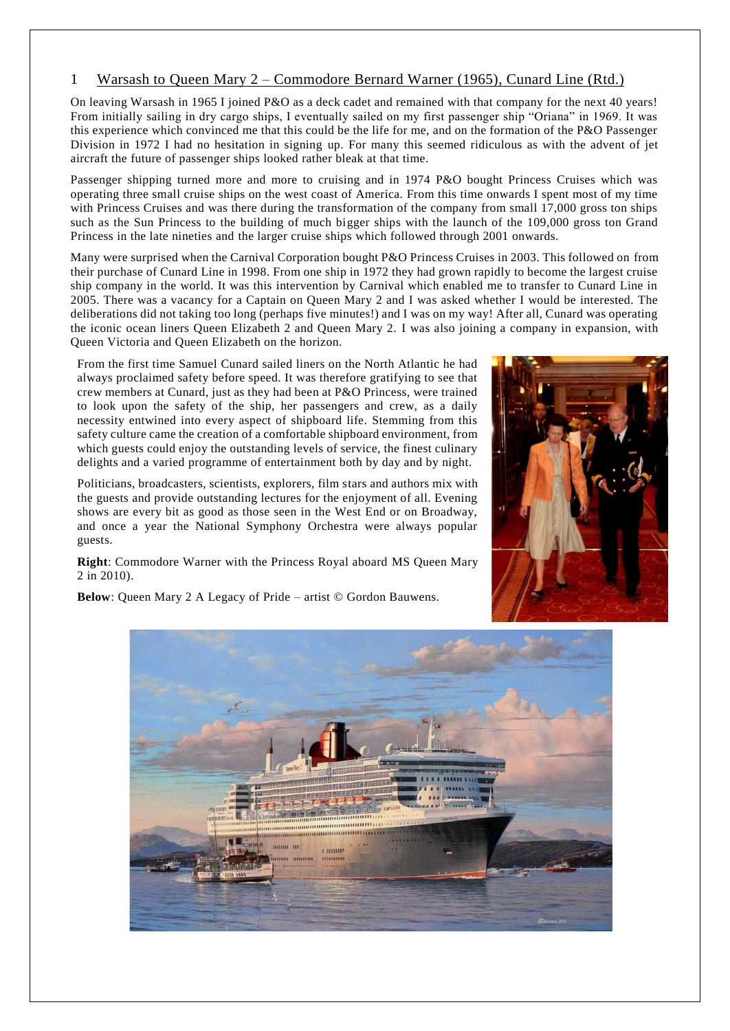## 1 Warsash to Queen Mary 2 – Commodore Bernard Warner (1965), Cunard Line (Rtd.)

On leaving Warsash in 1965 I joined P&O as a deck cadet and remained with that company for the next 40 years! From initially sailing in dry cargo ships, I eventually sailed on my first passenger ship "Oriana" in 1969. It was this experience which convinced me that this could be the life for me, and on the formation of the P&O Passenger Division in 1972 I had no hesitation in signing up. For many this seemed ridiculous as with the advent of jet aircraft the future of passenger ships looked rather bleak at that time.

Passenger shipping turned more and more to cruising and in 1974 P&O bought Princess Cruises which was operating three small cruise ships on the west coast of America. From this time onwards I spent most of my time with Princess Cruises and was there during the transformation of the company from small 17,000 gross ton ships such as the Sun Princess to the building of much bigger ships with the launch of the 109,000 gross ton Grand Princess in the late nineties and the larger cruise ships which followed through 2001 onwards.

Many were surprised when the Carnival Corporation bought P&O Princess Cruises in 2003. This followed on from their purchase of Cunard Line in 1998. From one ship in 1972 they had grown rapidly to become the largest cruise ship company in the world. It was this intervention by Carnival which enabled me to transfer to Cunard Line in 2005. There was a vacancy for a Captain on Queen Mary 2 and I was asked whether I would be interested. The deliberations did not taking too long (perhaps five minutes!) and I was on my way! After all, Cunard was operating the iconic ocean liners Queen Elizabeth 2 and Queen Mary 2. I was also joining a company in expansion, with Queen Victoria and Queen Elizabeth on the horizon.

From the first time Samuel Cunard sailed liners on the North Atlantic he had always proclaimed safety before speed. It was therefore gratifying to see that crew members at Cunard, just as they had been at P&O Princess, were trained to look upon the safety of the ship, her passengers and crew, as a daily necessity entwined into every aspect of shipboard life. Stemming from this safety culture came the creation of a comfortable shipboard environment, from which guests could enjoy the outstanding levels of service, the finest culinary delights and a varied programme of entertainment both by day and by night.

Politicians, broadcasters, scientists, explorers, film stars and authors mix with the guests and provide outstanding lectures for the enjoyment of all. Evening shows are every bit as good as those seen in the West End or on Broadway, and once a year the National Symphony Orchestra were always popular guests.

**Right**: Commodore Warner with the Princess Royal aboard MS Queen Mary 2 in 2010).

**Below**: Queen Mary 2 A Legacy of Pride – artist © Gordon Bauwens.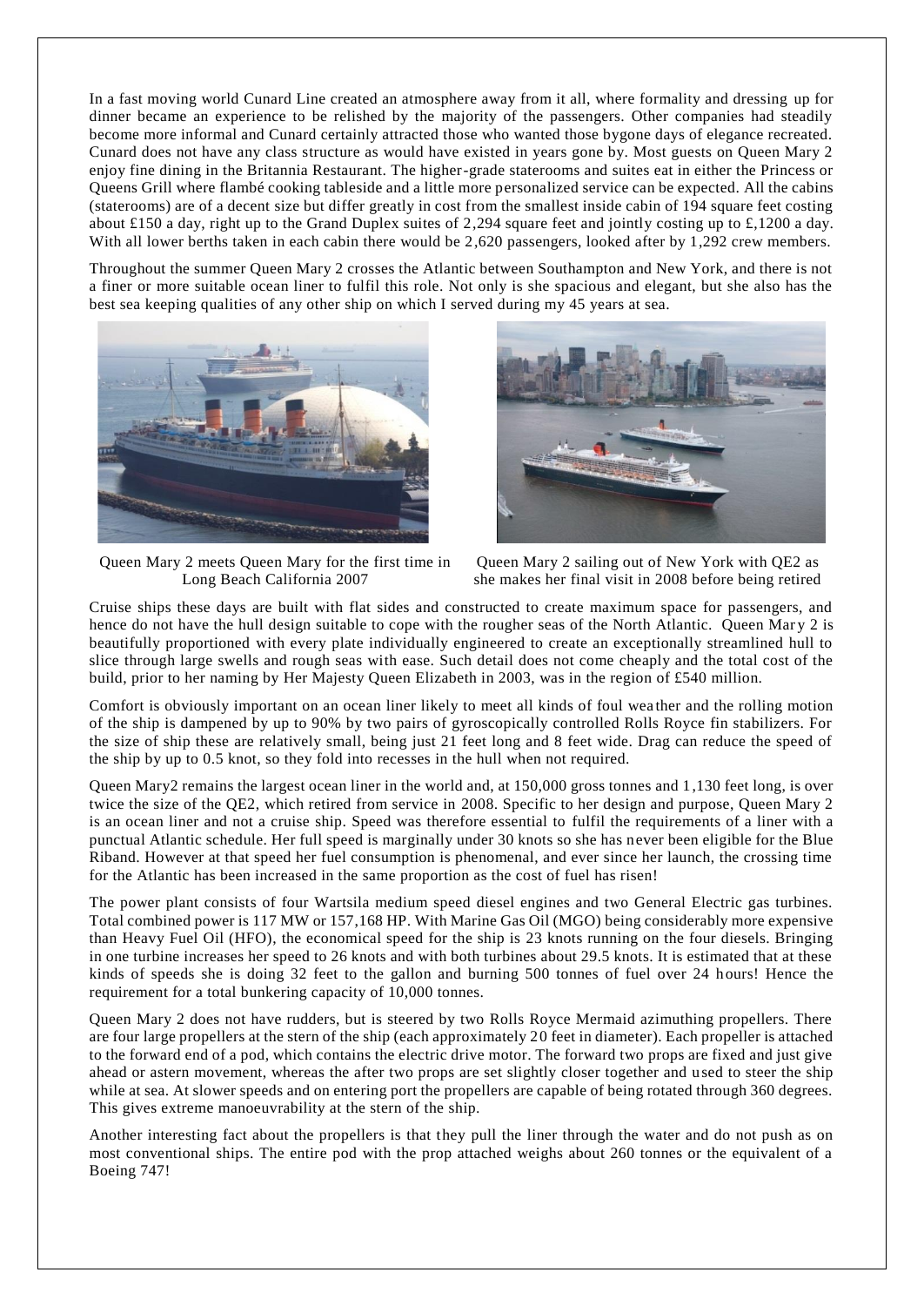In a fast moving world Cunard Line created an atmosphere away from it all, where formality and dressing up for dinner became an experience to be relished by the majority of the passengers. Other companies had steadily become more informal and Cunard certainly attracted those who wanted those bygone days of elegance recreated. Cunard does not have any class structure as would have existed in years gone by. Most guests on Queen Mary 2 enjoy fine dining in the Britannia Restaurant. The higher-grade staterooms and suites eat in either the Princess or Queens Grill where flambé cooking tableside and a little more personalized service can be expected. All the cabins (staterooms) are of a decent size but differ greatly in cost from the smallest inside cabin of 194 square feet costing about £150 a day, right up to the Grand Duplex suites of 2,294 square feet and jointly costing up to £,1200 a day. With all lower berths taken in each cabin there would be 2,620 passengers, looked after by 1,292 crew members.

Throughout the summer Queen Mary 2 crosses the Atlantic between Southampton and New York, and there is not a finer or more suitable ocean liner to fulfil this role. Not only is she spacious and elegant, but she also has the best sea keeping qualities of any other ship on which I served during my 45 years at sea.

Queen Mary 2 meets Queen Mary for the first time in Long Beach California 2007

Queen Mary 2 sailing out of New York with QE2 as she makes her final visit in 2008 before being retired

Cruise ships these days are built with flat sides and constructed to create maximum space for passengers, and hence do not have the hull design suitable to cope with the rougher seas of the North Atlantic. Queen Mary 2 is beautifully proportioned with every plate individually engineered to create an exceptionally streamlined hull to slice through large swells and rough seas with ease. Such detail does not come cheaply and the total cost of the build, prior to her naming by Her Majesty Queen Elizabeth in 2003, was in the region of £540 million.

Comfort is obviously important on an ocean liner likely to meet all kinds of foul weather and the rolling motion of the ship is dampened by up to 90% by two pairs of gyroscopically controlled Rolls Royce fin stabilizers. For the size of ship these are relatively small, being just 21 feet long and 8 feet wide. Drag can reduce the speed of the ship by up to 0.5 knot, so they fold into recesses in the hull when not required.

Queen Mary2 remains the largest ocean liner in the world and, at 150,000 gross tonnes and 1,130 feet long, is over twice the size of the QE2, which retired from service in 2008. Specific to her design and purpose, Queen Mary 2 is an ocean liner and not a cruise ship. Speed was therefore essential to fulfil the requirements of a liner with a punctual Atlantic schedule. Her full speed is marginally under 30 knots so she has never been eligible for the Blue Riband. However at that speed her fuel consumption is phenomenal, and ever since her launch, the crossing time for the Atlantic has been increased in the same proportion as the cost of fuel has risen!

The power plant consists of four Wartsila medium speed diesel engines and two General Electric gas turbines. Total combined power is 117 MW or 157,168 HP. With Marine Gas Oil (MGO) being considerably more expensive than Heavy Fuel Oil (HFO), the economical speed for the ship is 23 knots running on the four diesels. Bringing in one turbine increases her speed to 26 knots and with both turbines about 29.5 knots. It is estimated that at these kinds of speeds she is doing 32 feet to the gallon and burning 500 tonnes of fuel over 24 hours! Hence the requirement for a total bunkering capacity of 10,000 tonnes.

Queen Mary 2 does not have rudders, but is steered by two Rolls Royce Mermaid azimuthing propellers. There are four large propellers at the stern of the ship (each approximately 20 feet in diameter). Each propeller is attached to the forward end of a pod, which contains the electric drive motor. The forward two props are fixed and just give ahead or astern movement, whereas the after two props are set slightly closer together and used to steer the ship while at sea. At slower speeds and on entering port the propellers are capable of being rotated through 360 degrees. This gives extreme manoeuvrability at the stern of the ship.

Another interesting fact about the propellers is that they pull the liner through the water and do not push as on most conventional ships. The entire pod with the prop attached weighs about 260 tonnes or the equivalent of a Boeing 747!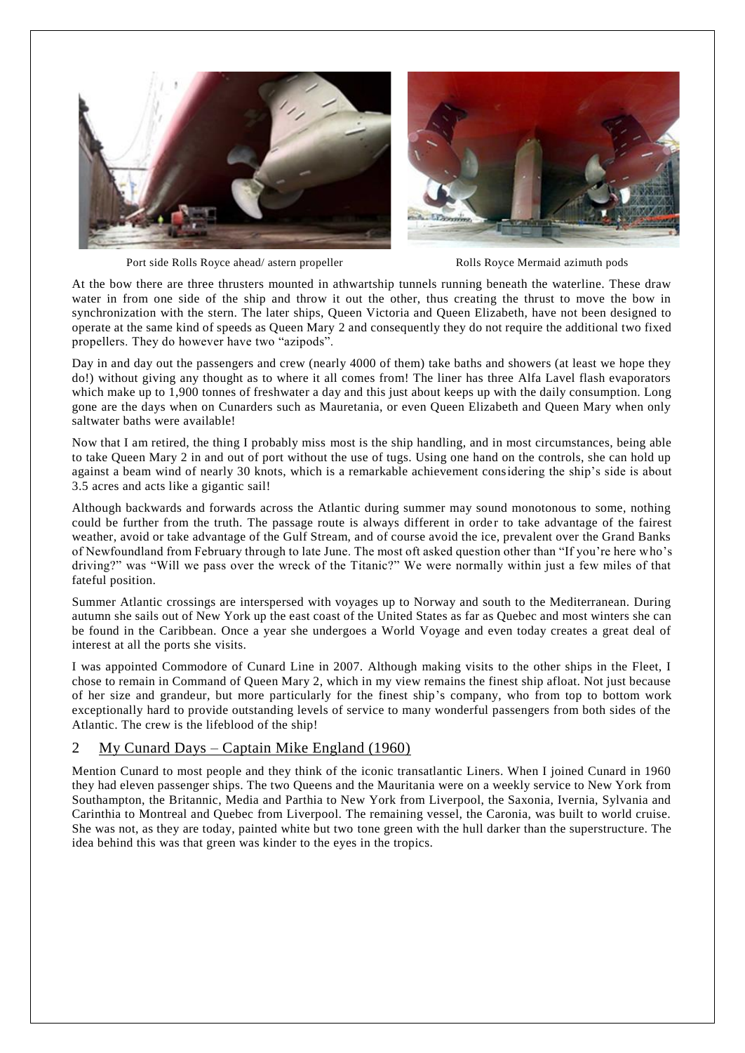Port side Rolls Royce ahead/ astern propeller

Rolls Royce Mermaid azimuth pods

At the bow there are three thrusters mounted in athwartship tunnels running beneath the waterline. These draw water in from one side of the ship and throw it out the other, thus creating the thrust to move the bow in synchronization with the stern. The later ships, Queen Victoria and Queen Elizabeth, have not been designed to operate at the same kind of speeds as Queen Mary 2 and consequently they do not require the additional two fixed propellers. They do however have two "azipods".

Day in and day out the passengers and crew (nearly 4000 of them) take baths and showers (at least we hope they do!) without giving any thought as to where it all comes from! The liner has three Alfa Lavel flash evaporators which make up to 1,900 tonnes of freshwater a day and this just about keeps up with the daily consumption. Long gone are the days when on Cunarders such as Mauretania, or even Queen Elizabeth and Queen Mary when only saltwater baths were available!

Now that I am retired, the thing I probably miss most is the ship handling, and in most circumstances, being able to take Queen Mary 2 in and out of port without the use of tugs. Using one hand on the controls, she can hold up against a beam wind of nearly 30 knots, which is a remarkable achievement considering the ship's side is about 3.5 acres and acts like a gigantic sail!

Although backwards and forwards across the Atlantic during summer may sound monotonous to some, nothing could be further from the truth. The passage route is always different in order to take advantage of the fairest weather, avoid or take advantage of the Gulf Stream, and of course avoid the ice, prevalent over the Grand Banks of Newfoundland from February through to late June. The most oft asked question other than "If you're here who's driving?" was "Will we pass over the wreck of the Titanic?" We were normally within just a few miles of that fateful position.

Summer Atlantic crossings are interspersed with voyages up to Norway and south to the Mediterranean. During autumn she sails out of New York up the east coast of the United States as far as Quebec and most winters she can be found in the Caribbean. Once a year she undergoes a World Voyage and even today creates a great deal of interest at all the ports she visits.

I was appointed Commodore of Cunard Line in 2007. Although making visits to the other ships in the Fleet, I chose to remain in Command of Queen Mary 2, which in my view remains the finest ship afloat. Not just because of her size and grandeur, but more particularly for the finest ship's company, who from top to bottom work exceptionally hard to provide outstanding levels of service to many wonderful passengers from both sides of the Atlantic. The crew is the lifeblood of the ship!

## 2 My Cunard Days – Captain Mike England (1960)

Mention Cunard to most people and they think of the iconic transatlantic Liners. When I joined Cunard in 1960 they had eleven passenger ships. The two Queens and the Mauritania were on a weekly service to New York from Southampton, the Britannic, Media and Parthia to New York from Liverpool, the Saxonia, Ivernia, Sylvania and Carinthia to Montreal and Quebec from Liverpool. The remaining vessel, the Caronia, was built to world cruise. She was not, as they are today, painted white but two tone green with the hull darker than the superstructure. The idea behind this was that green was kinder to the eyes in the tropics.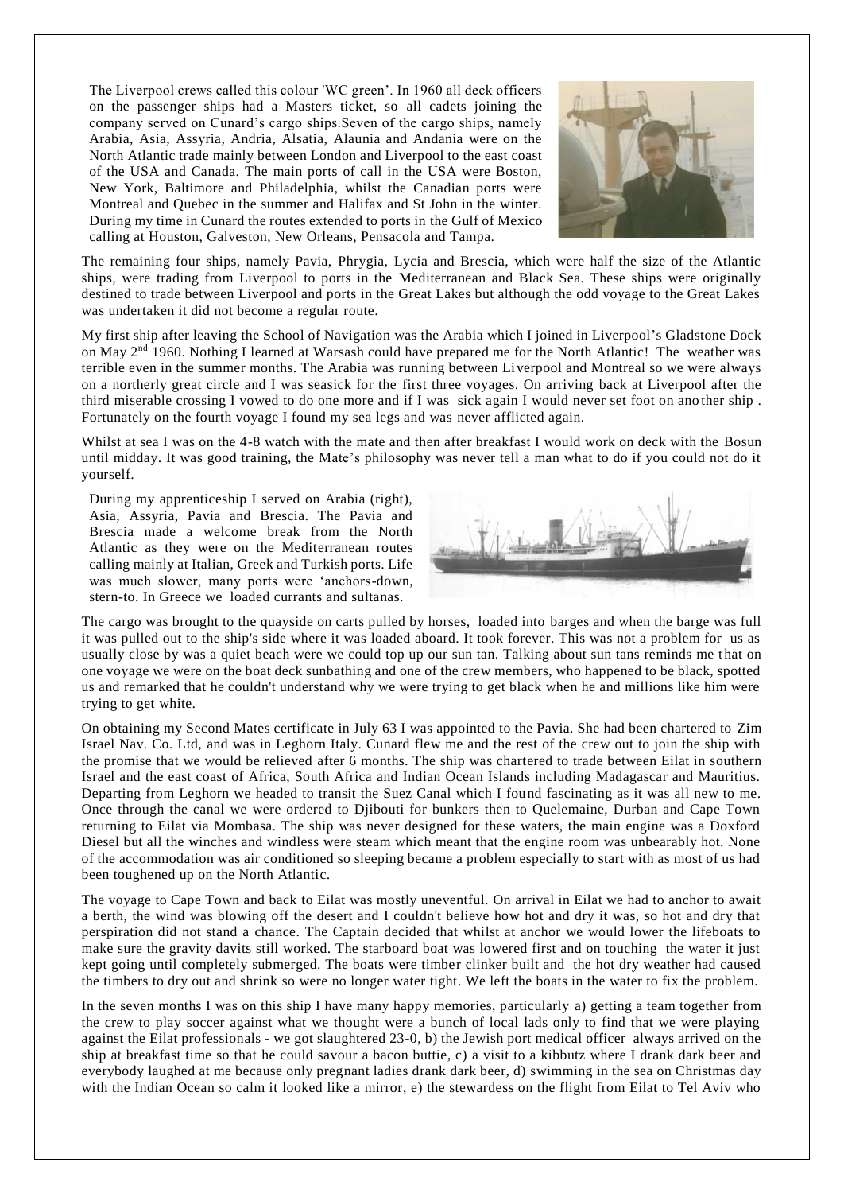The Liverpool crews called this colour 'WC green'. In 1960 all deck officers on the passenger ships had a Masters ticket, so all cadets joining the company served on Cunard's cargo ships.Seven of the cargo ships, namely Arabia, Asia, Assyria, Andria, Alsatia, Alaunia and Andania were on the North Atlantic trade mainly between London and Liverpool to the east coast of the USA and Canada. The main ports of call in the USA were Boston, New York, Baltimore and Philadelphia, whilst the Canadian ports were Montreal and Quebec in the summer and Halifax and St John in the winter. During my time in Cunard the routes extended to ports in the Gulf of Mexico calling at Houston, Galveston, New Orleans, Pensacola and Tampa.

The remaining four ships, namely Pavia, Phrygia, Lycia and Brescia, which were half the size of the Atlantic ships, were trading from Liverpool to ports in the Mediterranean and Black Sea. These ships were originally destined to trade between Liverpool and ports in the Great Lakes but although the odd voyage to the Great Lakes was undertaken it did not become a regular route.

My first ship after leaving the School of Navigation was the Arabia which I joined in Liverpool's Gladstone Dock on May 2nd 1960. Nothing I learned at Warsash could have prepared me for the North Atlantic! The weather was terrible even in the summer months. The Arabia was running between Liverpool and Montreal so we were always on a northerly great circle and I was seasick for the first three voyages. On arriving back at Liverpool after the third miserable crossing I vowed to do one more and if I was sick again I would never set foot on another ship . Fortunately on the fourth voyage I found my sea legs and was never afflicted again.

Whilst at sea I was on the 4-8 watch with the mate and then after breakfast I would work on deck with the Bosun until midday. It was good training, the Mate's philosophy was never tell a man what to do if you could not do it yourself.

During my apprenticeship I served on Arabia (right), Asia, Assyria, Pavia and Brescia. The Pavia and Brescia made a welcome break from the North Atlantic as they were on the Mediterranean routes calling mainly at Italian, Greek and Turkish ports. Life was much slower, many ports were 'anchors-down, stern-to. In Greece we loaded currants and sultanas.

The cargo was brought to the quayside on carts pulled by horses, loaded into barges and when the barge was full it was pulled out to the ship's side where it was loaded aboard. It took forever. This was not a problem for us as usually close by was a quiet beach were we could top up our sun tan. Talking about sun tans reminds me that on one voyage we were on the boat deck sunbathing and one of the crew members, who happened to be black, spotted us and remarked that he couldn't understand why we were trying to get black when he and millions like him were trying to get white.

On obtaining my Second Mates certificate in July 63 I was appointed to the Pavia. She had been chartered to Zim Israel Nav. Co. Ltd, and was in Leghorn Italy. Cunard flew me and the rest of the crew out to join the ship with the promise that we would be relieved after 6 months. The ship was chartered to trade between Eilat in southern Israel and the east coast of Africa, South Africa and Indian Ocean Islands including Madagascar and Mauritius. Departing from Leghorn we headed to transit the Suez Canal which I found fascinating as it was all new to me. Once through the canal we were ordered to Djibouti for bunkers then to Quelemaine, Durban and Cape Town returning to Eilat via Mombasa. The ship was never designed for these waters, the main engine was a Doxford Diesel but all the winches and windless were steam which meant that the engine room was unbearably hot. None of the accommodation was air conditioned so sleeping became a problem especially to start with as most of us had been toughened up on the North Atlantic.

The voyage to Cape Town and back to Eilat was mostly uneventful. On arrival in Eilat we had to anchor to await a berth, the wind was blowing off the desert and I couldn't believe how hot and dry it was, so hot and dry that perspiration did not stand a chance. The Captain decided that whilst at anchor we would lower the lifeboats to make sure the gravity davits still worked. The starboard boat was lowered first and on touching the water it just kept going until completely submerged. The boats were timber clinker built and the hot dry weather had caused the timbers to dry out and shrink so were no longer water tight. We left the boats in the water to fix the problem.

In the seven months I was on this ship I have many happy memories, particularly a) getting a team together from the crew to play soccer against what we thought were a bunch of local lads only to find that we were playing against the Eilat professionals - we got slaughtered 23-0, b) the Jewish port medical officer always arrived on the ship at breakfast time so that he could savour a bacon buttie, c) a visit to a kibbutz where I drank dark beer and everybody laughed at me because only pregnant ladies drank dark beer, d) swimming in the sea on Christmas day with the Indian Ocean so calm it looked like a mirror, e) the stewardess on the flight from Eilat to Tel Aviv who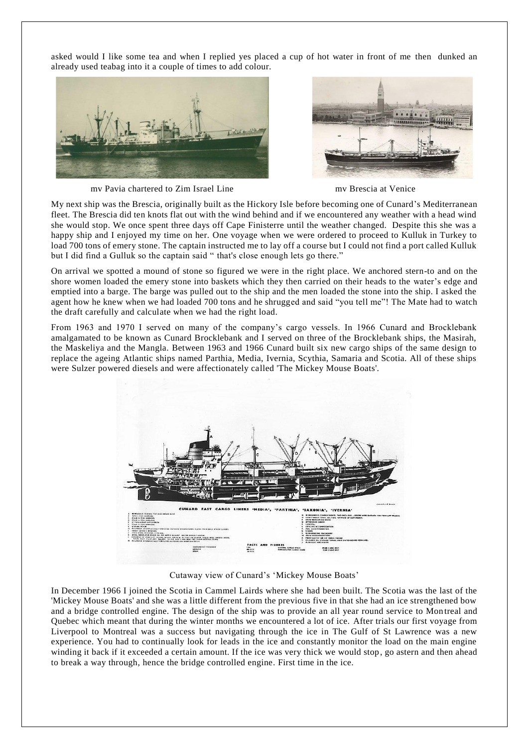asked would I like some tea and when I replied yes placed a cup of hot water in front of me then dunked an already used teabag into it a couple of times to add colour.

mv Pavia chartered to Zim Israel Line

mv Brescia at Venice

My next ship was the Brescia, originally built as the Hickory Isle before becoming one of Cunard's Mediterranean fleet. The Brescia did ten knots flat out with the wind behind and if we encountered any weather with a head wind she would stop. We once spent three days off Cape Finisterre until the weather changed. Despite this she was a happy ship and I enjoyed my time on her. One voyage when we were ordered to proceed to Kulluk in Turkey to load 700 tons of emery stone. The captain instructed me to lay off a course but I could not find a port called Kulluk but I did find a Gulluk so the captain said " that's close enough lets go there."

On arrival we spotted a mound of stone so figured we were in the right place. We anchored stern-to and on the shore women loaded the emery stone into baskets which they then carried on their heads to the water's edge and emptied into a barge. The barge was pulled out to the ship and the men loaded the stone into the ship. I asked the agent how he knew when we had loaded 700 tons and he shrugged and said "you tell me"! The Mate had to watch the draft carefully and calculate when we had the right load.

From 1963 and 1970 I served on many of the company's cargo vessels. In 1966 Cunard and Brocklebank amalgamated to be known as Cunard Brocklebank and I served on three of the Brocklebank ships, the Masirah, the Maskeliya and the Mangla. Between 1963 and 1966 Cunard built six new cargo ships of the same design to replace the ageing Atlantic ships named Parthia, Media, Ivernia, Scythia, Samaria and Scotia. All of these ships were Sulzer powered diesels and were affectionately called 'The Mickey Mouse Boats'.

Cutaway view of Cunard's 'Mickey Mouse Boats'

In December 1966 I joined the Scotia in Cammel Lairds where she had been built. The Scotia was the last of the 'Mickey Mouse Boats' and she was a little different from the previous five in that she had an ice strengthened bow and a bridge controlled engine. The design of the ship was to provide an all year round service to Montreal and Quebec which meant that during the winter months we encountered a lot of ice. After trials our first voyage from Liverpool to Montreal was a success but navigating through the ice in The Gulf of St Lawrence was a new experience. You had to continually look for leads in the ice and constantly monitor the load on the main engine winding it back if it exceeded a certain amount. If the ice was very thick we would stop, go astern and then ahead to break a way through, hence the bridge controlled engine. First time in the ice.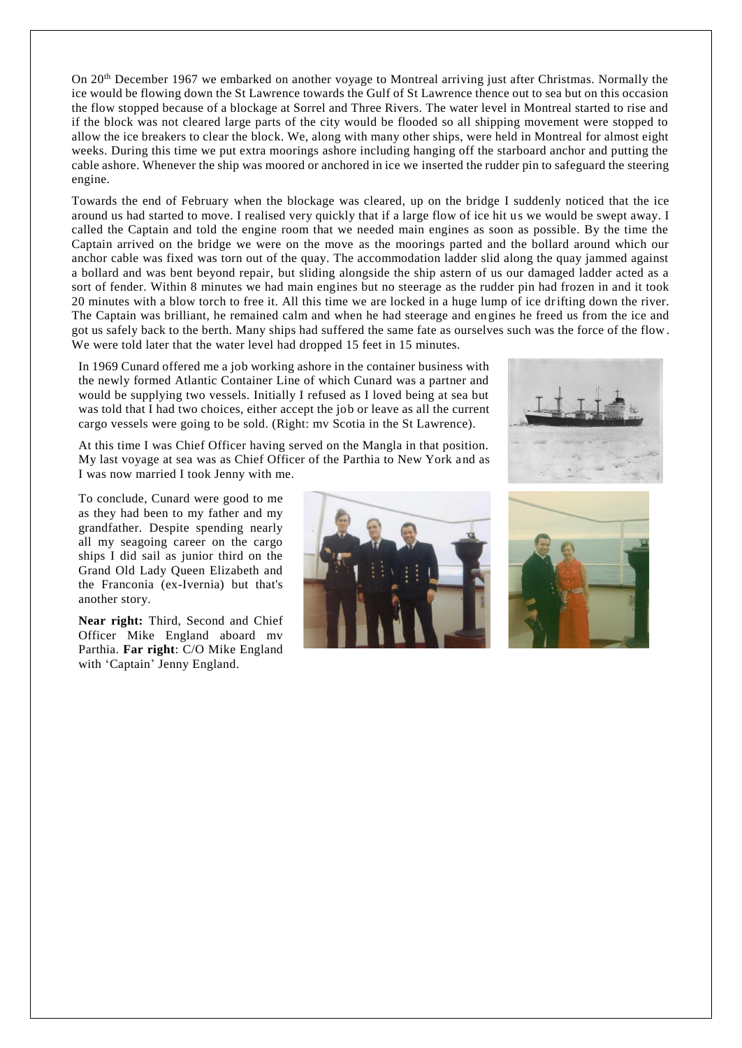On 20th December 1967 we embarked on another voyage to Montreal arriving just after Christmas. Normally the ice would be flowing down the St Lawrence towards the Gulf of St Lawrence thence out to sea but on this occasion the flow stopped because of a blockage at Sorrel and Three Rivers. The water level in Montreal started to rise and if the block was not cleared large parts of the city would be flooded so all shipping movement were stopped to allow the ice breakers to clear the block. We, along with many other ships, were held in Montreal for almost eight weeks. During this time we put extra moorings ashore including hanging off the starboard anchor and putting the cable ashore. Whenever the ship was moored or anchored in ice we inserted the rudder pin to safeguard the steering engine.

Towards the end of February when the blockage was cleared, up on the bridge I suddenly noticed that the ice around us had started to move. I realised very quickly that if a large flow of ice hit us we would be swept away. I called the Captain and told the engine room that we needed main engines as soon as possible. By the time the Captain arrived on the bridge we were on the move as the moorings parted and the bollard around which our anchor cable was fixed was torn out of the quay. The accommodation ladder slid along the quay jammed against a bollard and was bent beyond repair, but sliding alongside the ship astern of us our damaged ladder acted as a sort of fender. Within 8 minutes we had main engines but no steerage as the rudder pin had frozen in and it took 20 minutes with a blow torch to free it. All this time we are locked in a huge lump of ice drifting down the river. The Captain was brilliant, he remained calm and when he had steerage and engines he freed us from the ice and got us safely back to the berth. Many ships had suffered the same fate as ourselves such was the force of the flow. We were told later that the water level had dropped 15 feet in 15 minutes.

In 1969 Cunard offered me a job working ashore in the container business with the newly formed Atlantic Container Line of which Cunard was a partner and would be supplying two vessels. Initially I refused as I loved being at sea but was told that I had two choices, either accept the job or leave as all the current cargo vessels were going to be sold. (Right: mv Scotia in the St Lawrence).

At this time I was Chief Officer having served on the Mangla in that position. My last voyage at sea was as Chief Officer of the Parthia to New York and as I was now married I took Jenny with me.

To conclude, Cunard were good to me as they had been to my father and my grandfather. Despite spending nearly all my seagoing career on the cargo ships I did sail as junior third on the Grand Old Lady Queen Elizabeth and the Franconia (ex-Ivernia) but that's another story.

**Near right:** Third, Second and Chief Officer Mike England aboard mv Parthia. **Far right**: C/O Mike England with 'Captain' Jenny England.